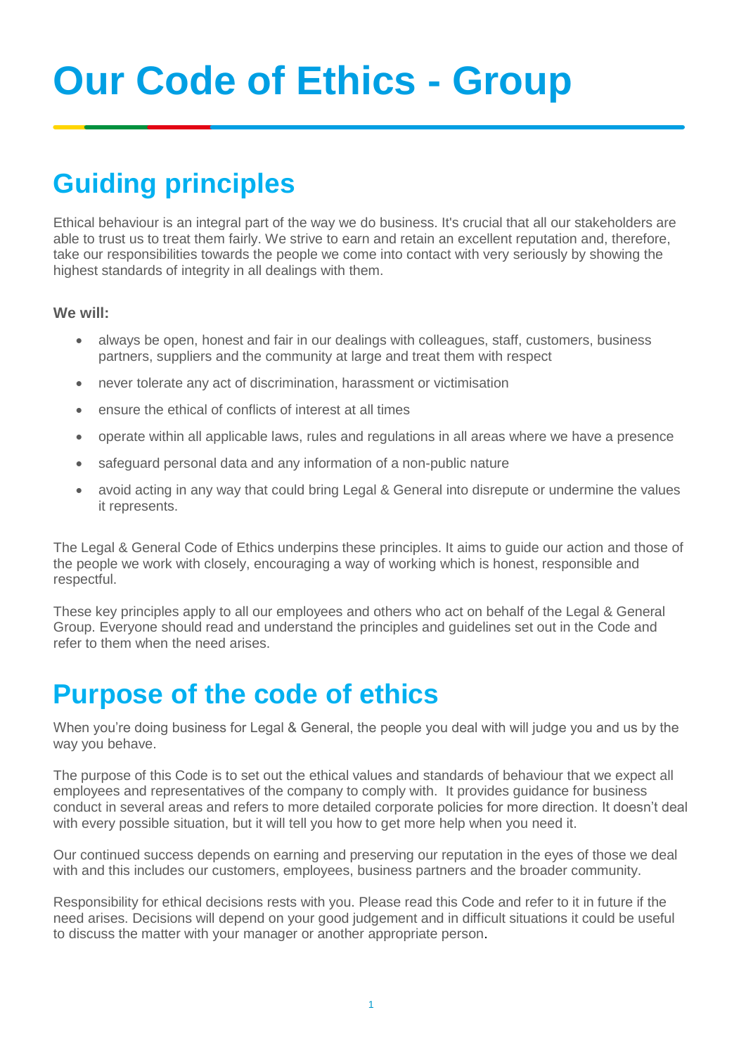# Our Code of Ethics - Group

## Guiding principles

Ethical behaviour is an integral part of the way we do business. It's crucial that all our stakeholders are able to trust us to treat them fairly. We strive to earn and retain an excellent reputation and, therefore, take our responsibilities towards the people we come into contact with very seriously by showing the highest standards of integrity in all dealings with them.

**We will:**

- always be open, honest and fair in our dealings with colleagues, staff, customers, business partners, suppliers and the community at large and treat them with respect
- never tolerate any act of discrimination, harassment or victimisation
- ensure the ethical of conflicts of interest at all times
- operate within all applicable laws, rules and regulations in all areas where we have a presence
- safeguard personal data and any information of a non-public nature
- avoid acting in any way that could bring Legal & General into disrepute or undermine the values it represents.

The Legal & General Code of Ethics underpins these principles. It aims to guide our action and those of the people we work with closely, encouraging a way of working which is honest, responsible and respectful.

These key principles apply to all our employees and others who act on behalf of the Legal & General Group. Everyone should read and understand the principles and guidelines set out in the Code and refer to them when the need arises.

## Purpose of the code of ethics

When you're doing business for Legal & General, the people you deal with will judge you and us by the way you behave.

The purpose of this Code is to set out the ethical values and standards of behaviour that we expect all employees and representatives of the company to comply with. It provides guidance for business conduct in several areas and refers to more detailed corporate policies for more direction. It doesn't deal with every possible situation, but it will tell you how to get more help when you need it.

Our continued success depends on earning and preserving our reputation in the eyes of those we deal with and this includes our customers, employees, business partners and the broader community.

Responsibility for ethical decisions rests with you. Please read this Code and refer to it in future if the need arises. Decisions will depend on your good judgement and in difficult situations it could be useful to discuss the matter with your manager or another appropriate person.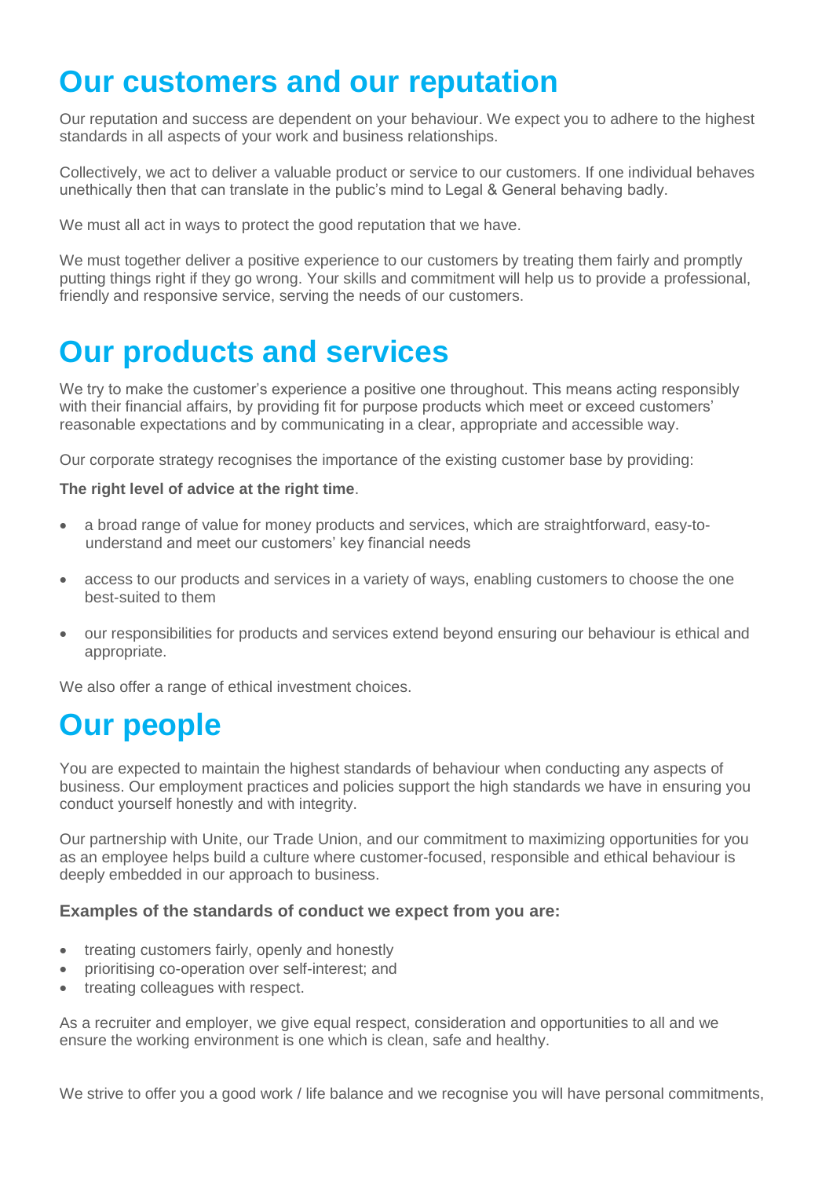# Our customers and our reputation

Our reputation and success are dependent on your behaviour. We expect you to adhere to the highest standards in all aspects of your work and business relationships.

Collectively, we act to deliver a valuable product or service to our customers. If one individual behaves unethically then that can translate in the public's mind to Legal & General behaving badly.

We must all act in ways to protect the good reputation that we have.

We must together deliver a positive experience to our customers by treating them fairly and promptly putting things right if they go wrong. Your skills and commitment will help us to provide a professional, friendly and responsive service, serving the needs of our customers.

# Our products and services

We try to make the customer's experience a positive one throughout. This means acting responsibly with their financial affairs, by providing fit for purpose products which meet or exceed customers' reasonable expectations and by communicating in a clear, appropriate and accessible way.

Our corporate strategy recognises the importance of the existing customer base by providing:

**The right level of advice at the right time**.

- a broad range of value for money products and services, which are straightforward, easy-to-understand and meet our customers' key financial needs
- access to our products and services in a variety of ways, enabling customers to choose the one best-suited to them
- our responsibilities for products and services extend beyond ensuring our behaviour is ethical and appropriate.

We also offer a range of ethical investment choices.

# Our people

You are expected to maintain the highest standards of behaviour when conducting any aspects of business. Our employment practices and policies support the high standards we have in ensuring you conduct yourself honestly and with integrity.

Our partnership with Unite, our Trade Union, and our commitment to maximizing opportunities for you as an employee helps build a culture where customer-focused, responsible and ethical behaviour is deeply embedded in our approach to business.

**Examples of the standards of conduct we expect from you are:**

- treating customers fairly, openly and honestly
- prioritising co-operation over self-interest; and
- treating colleagues with respect.

As a recruiter and employer, we give equal respect, consideration and opportunities to all and we ensure the working environment is one which is clean, safe and healthy.

We strive to offer you a good work / life balance and we recognise you will have personal commitments,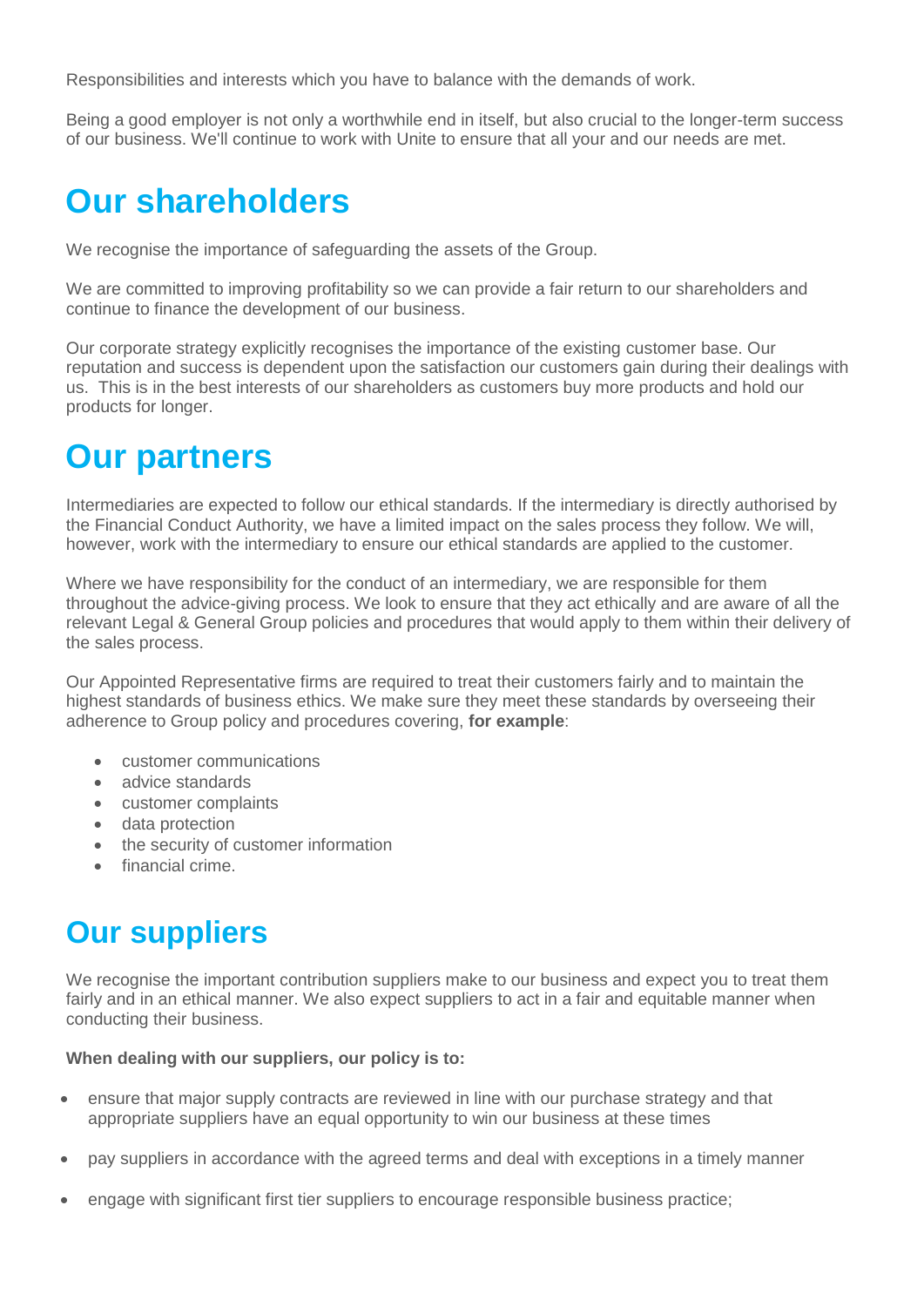Responsibilities and interests which you have to balance with the demands of work.

Being a good employer is not only a worthwhile end in itself, but also crucial to the longer-term success of our business. We'll continue to work with Unite to ensure that all your and our needs are met.

# Our shareholders

We recognise the importance of safeguarding the assets of the Group.

We are committed to improving profitability so we can provide a fair return to our shareholders and continue to finance the development of our business.

Our corporate strategy explicitly recognises the importance of the existing customer base. Our reputation and success is dependent upon the satisfaction our customers gain during their dealings with us. This is in the best interests of our shareholders as customers buy more products and hold our products for longer.

# Our partners

Intermediaries are expected to follow our ethical standards. If the intermediary is directly authorised by the Financial Conduct Authority, we have a limited impact on the sales process they follow. We will, however, work with the intermediary to ensure our ethical standards are applied to the customer.

Where we have responsibility for the conduct of an intermediary, we are responsible for them throughout the advice-giving process. We look to ensure that they act ethically and are aware of all the relevant Legal & General Group policies and procedures that would apply to them within their delivery of the sales process.

Our Appointed Representative firms are required to treat their customers fairly and to maintain the highest standards of business ethics. We make sure they meet these standards by overseeing their adherence to Group policy and procedures covering, **for example**:

- customer communications
- advice standards
- customer complaints
- data protection
- the security of customer information
- financial crime.

# Our suppliers

We recognise the important contribution suppliers make to our business and expect you to treat them fairly and in an ethical manner. We also expect suppliers to act in a fair and equitable manner when conducting their business.

**When dealing with our suppliers, our policy is to:**

- ensure that major supply contracts are reviewed in line with our purchase strategy and that appropriate suppliers have an equal opportunity to win our business at these times
- pay suppliers in accordance with the agreed terms and deal with exceptions in a timely manner
- engage with significant first tier suppliers to encourage responsible business practice;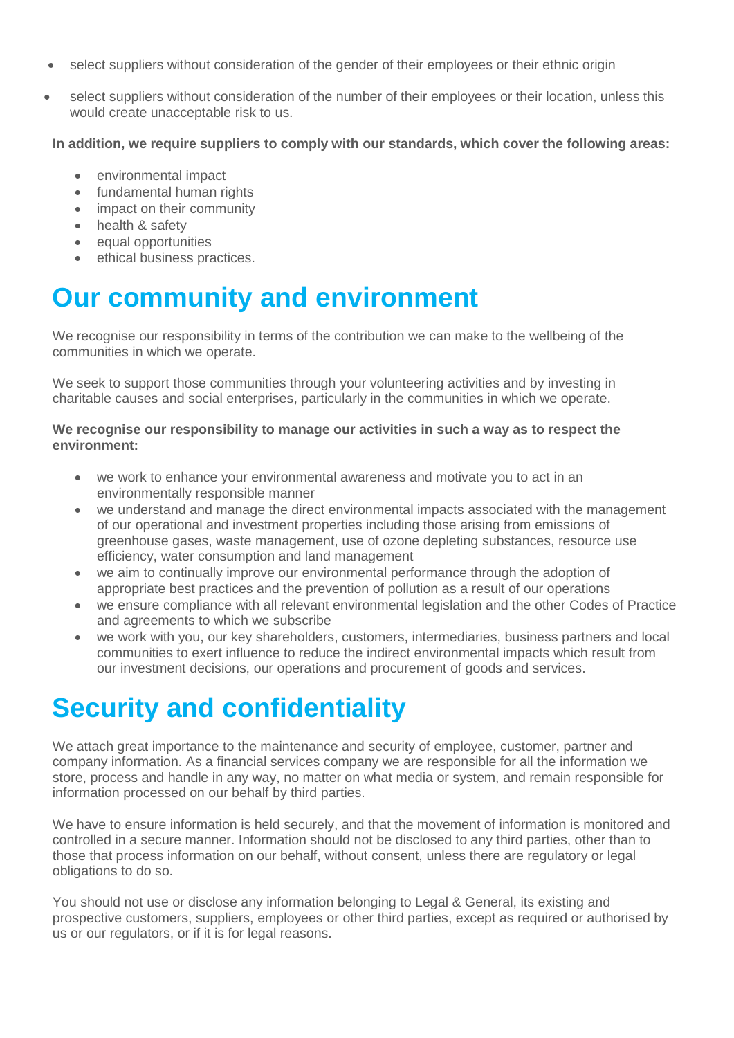- select suppliers without consideration of the gender of their employees or their ethnic origin
- select suppliers without consideration of the number of their employees or their location, unless this would create unacceptable risk to us.

**In addition, we require suppliers to comply with our standards, which cover the following areas:**

- environmental impact
- fundamental human rights
- impact on their community
- health & safety
- equal opportunities
- ethical business practices.

# Our community and environment

We recognise our responsibility in terms of the contribution we can make to the wellbeing of the communities in which we operate.

We seek to support those communities through your volunteering activities and by investing in charitable causes and social enterprises, particularly in the communities in which we operate.

**We recognise our responsibility to manage our activities in such a way as to respect the environment:**

- we work to enhance your environmental awareness and motivate you to act in an environmentally responsible manner
- we understand and manage the direct environmental impacts associated with the management of our operational and investment properties including those arising from emissions of greenhouse gases, waste management, use of ozone depleting substances, resource use efficiency, water consumption and land management
- we aim to continually improve our environmental performance through the adoption of appropriate best practices and the prevention of pollution as a result of our operations
- we ensure compliance with all relevant environmental legislation and the other Codes of Practice and agreements to which we subscribe
- we work with you, our key shareholders, customers, intermediaries, business partners and local communities to exert influence to reduce the indirect environmental impacts which result from our investment decisions, our operations and procurement of goods and services.

# Security and confidentiality

We attach great importance to the maintenance and security of employee, customer, partner and company information. As a financial services company we are responsible for all the information we store, process and handle in any way, no matter on what media or system, and remain responsible for information processed on our behalf by third parties.

We have to ensure information is held securely, and that the movement of information is monitored and controlled in a secure manner. Information should not be disclosed to any third parties, other than to those that process information on our behalf, without consent, unless there are regulatory or legal obligations to do so.

You should not use or disclose any information belonging to Legal & General, its existing and prospective customers, suppliers, employees or other third parties, except as required or authorised by us or our regulators, or if it is for legal reasons.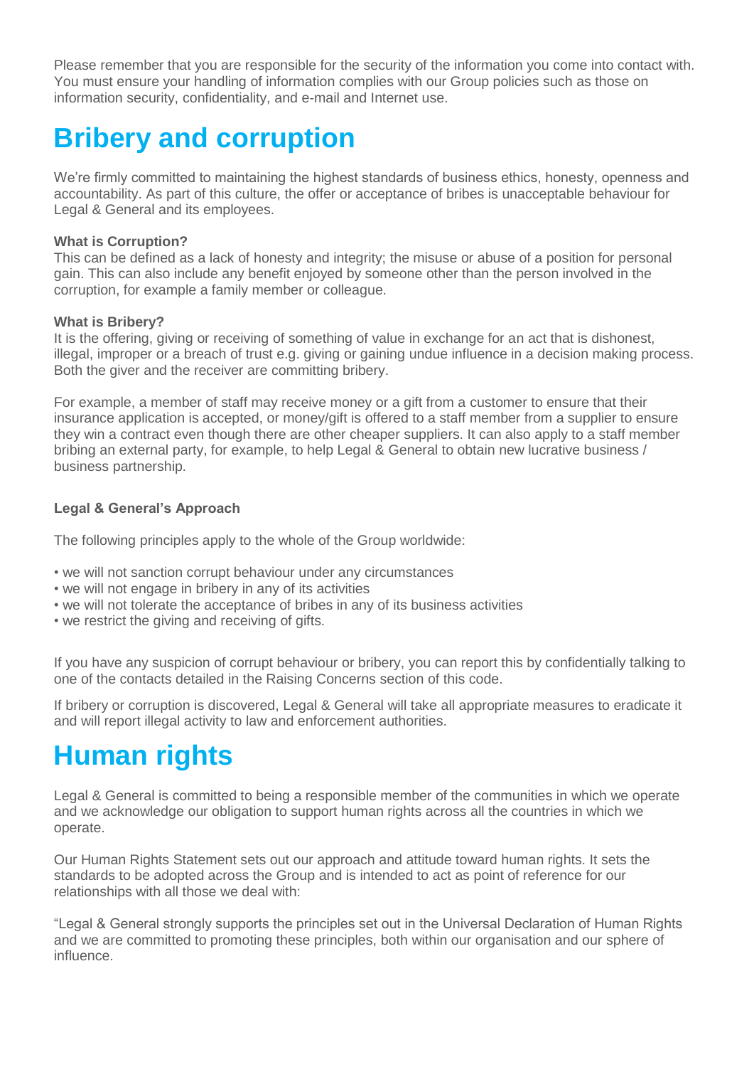Please remember that you are responsible for the security of the information you come into contact with. You must ensure your handling of information complies with our Group policies such as those on information security, confidentiality, and e-mail and Internet use.

# Bribery and corruption

We're firmly committed to maintaining the highest standards of business ethics, honesty, openness and accountability. As part of this culture, the offer or acceptance of bribes is unacceptable behaviour for Legal & General and its employees.

**What is Corruption?**
This can be defined as a lack of honesty and integrity; the misuse or abuse of a position for personal gain. This can also include any benefit enjoyed by someone other than the person involved in the corruption, for example a family member or colleague.

**What is Bribery?**
It is the offering, giving or receiving of something of value in exchange for an act that is dishonest, illegal, improper or a breach of trust e.g. giving or gaining undue influence in a decision making process. Both the giver and the receiver are committing bribery.

For example, a member of staff may receive money or a gift from a customer to ensure that their insurance application is accepted, or money/gift is offered to a staff member from a supplier to ensure they win a contract even though there are other cheaper suppliers. It can also apply to a staff member bribing an external party, for example, to help Legal & General to obtain new lucrative business / business partnership.

**Legal & General's Approach**

The following principles apply to the whole of the Group worldwide:

- we will not sanction corrupt behaviour under any circumstances
- we will not engage in bribery in any of its activities
- we will not tolerate the acceptance of bribes in any of its business activities
- we restrict the giving and receiving of gifts.

If you have any suspicion of corrupt behaviour or bribery, you can report this by confidentially talking to one of the contacts detailed in the Raising Concerns section of this code.

If bribery or corruption is discovered, Legal & General will take all appropriate measures to eradicate it and will report illegal activity to law and enforcement authorities.

# Human rights

Legal & General is committed to being a responsible member of the communities in which we operate and we acknowledge our obligation to support human rights across all the countries in which we operate.

Our Human Rights Statement sets out our approach and attitude toward human rights. It sets the standards to be adopted across the Group and is intended to act as point of reference for our relationships with all those we deal with:

"Legal & General strongly supports the principles set out in the Universal Declaration of Human Rights and we are committed to promoting these principles, both within our organisation and our sphere of influence.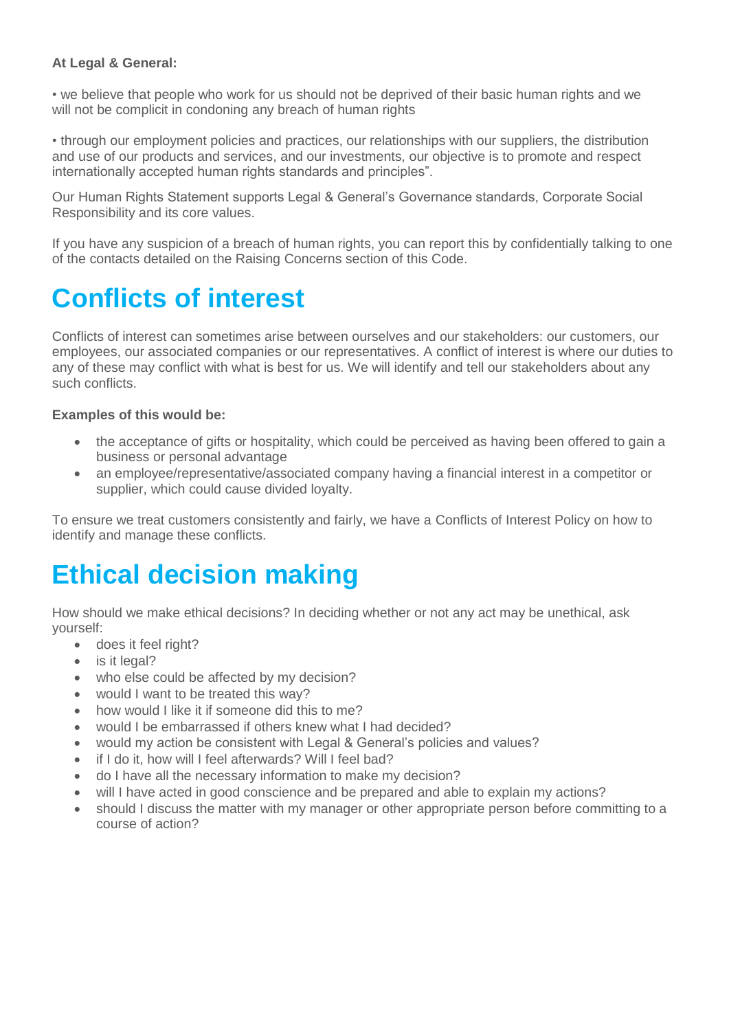**At Legal & General:**

• we believe that people who work for us should not be deprived of their basic human rights and we will not be complicit in condoning any breach of human rights

• through our employment policies and practices, our relationships with our suppliers, the distribution and use of our products and services, and our investments, our objective is to promote and respect internationally accepted human rights standards and principles".

Our Human Rights Statement supports Legal & General's Governance standards, Corporate Social Responsibility and its core values.

If you have any suspicion of a breach of human rights, you can report this by confidentially talking to one of the contacts detailed on the Raising Concerns section of this Code.

# Conflicts of interest

Conflicts of interest can sometimes arise between ourselves and our stakeholders: our customers, our employees, our associated companies or our representatives. A conflict of interest is where our duties to any of these may conflict with what is best for us. We will identify and tell our stakeholders about any such conflicts.

**Examples of this would be:**

- the acceptance of gifts or hospitality, which could be perceived as having been offered to gain a business or personal advantage
- an employee/representative/associated company having a financial interest in a competitor or supplier, which could cause divided loyalty.

To ensure we treat customers consistently and fairly, we have a Conflicts of Interest Policy on how to identify and manage these conflicts.

# Ethical decision making

How should we make ethical decisions? In deciding whether or not any act may be unethical, ask yourself:

- does it feel right?
- is it legal?
- who else could be affected by my decision?
- would I want to be treated this way?
- how would I like it if someone did this to me?
- would I be embarrassed if others knew what I had decided?
- would my action be consistent with Legal & General's policies and values?
- if I do it, how will I feel afterwards? Will I feel bad?
- do I have all the necessary information to make my decision?
- will I have acted in good conscience and be prepared and able to explain my actions?
- should I discuss the matter with my manager or other appropriate person before committing to a course of action?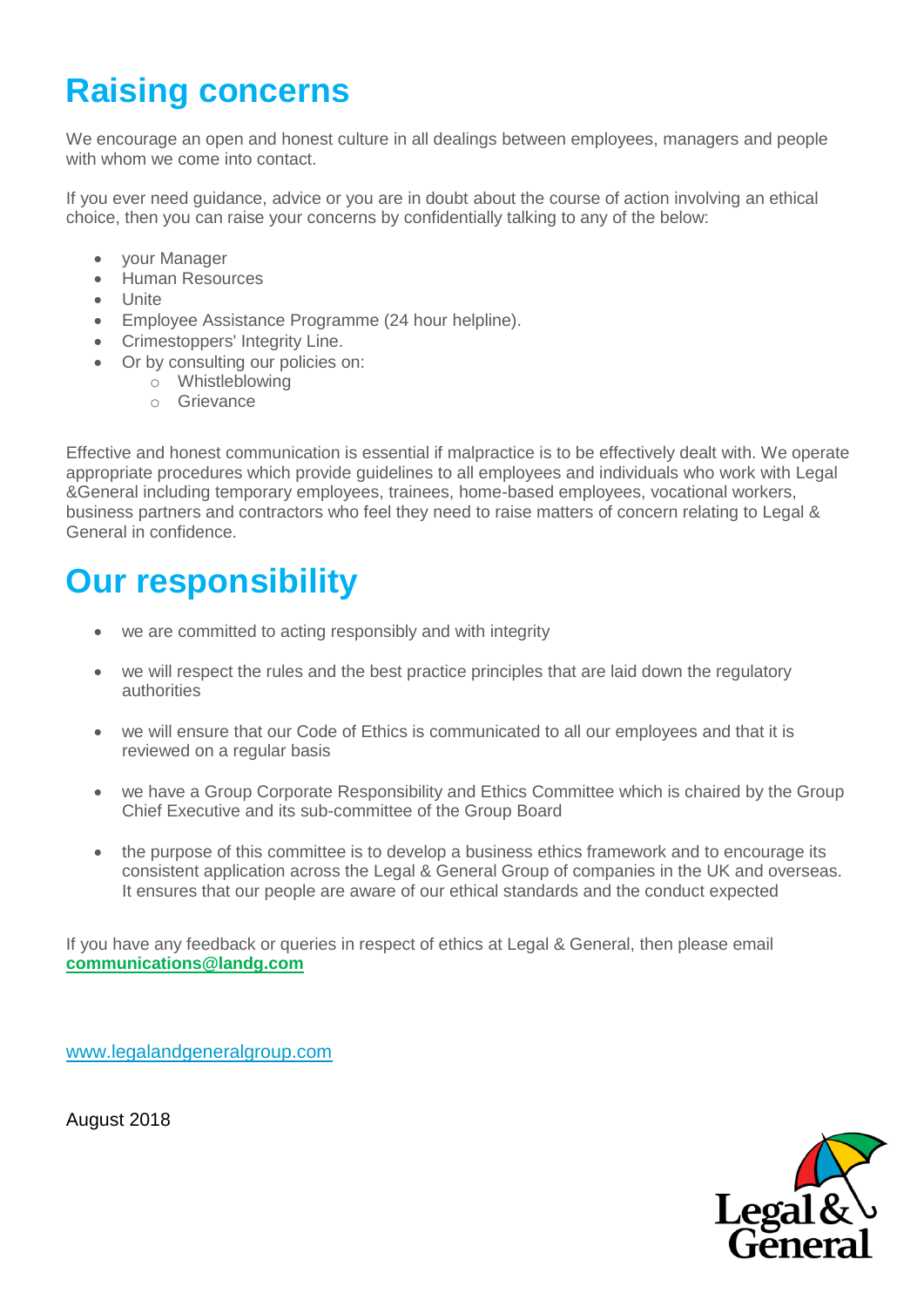# Raising concerns

We encourage an open and honest culture in all dealings between employees, managers and people with whom we come into contact.

If you ever need guidance, advice or you are in doubt about the course of action involving an ethical choice, then you can raise your concerns by confidentially talking to any of the below:

- your Manager
- Human Resources
- Unite
- Employee Assistance Programme (24 hour helpline).
- Crimestoppers' Integrity Line.
- Or by consulting our policies on:
  - Whistleblowing
  - Grievance

Effective and honest communication is essential if malpractice is to be effectively dealt with. We operate appropriate procedures which provide guidelines to all employees and individuals who work with Legal &General including temporary employees, trainees, home-based employees, vocational workers, business partners and contractors who feel they need to raise matters of concern relating to Legal & General in confidence.

# Our responsibility

- we are committed to acting responsibly and with integrity
- we will respect the rules and the best practice principles that are laid down the regulatory authorities
- we will ensure that our Code of Ethics is communicated to all our employees and that it is reviewed on a regular basis
- we have a Group Corporate Responsibility and Ethics Committee which is chaired by the Group Chief Executive and its sub-committee of the Group Board
- the purpose of this committee is to develop a business ethics framework and to encourage its consistent application across the Legal & General Group of companies in the UK and overseas. It ensures that our people are aware of our ethical standards and the conduct expected

If you have any feedback or queries in respect of ethics at Legal & General, then please email **communications@landg.com**

www.legalandgeneralgroup.com

August 2018

Legal & General